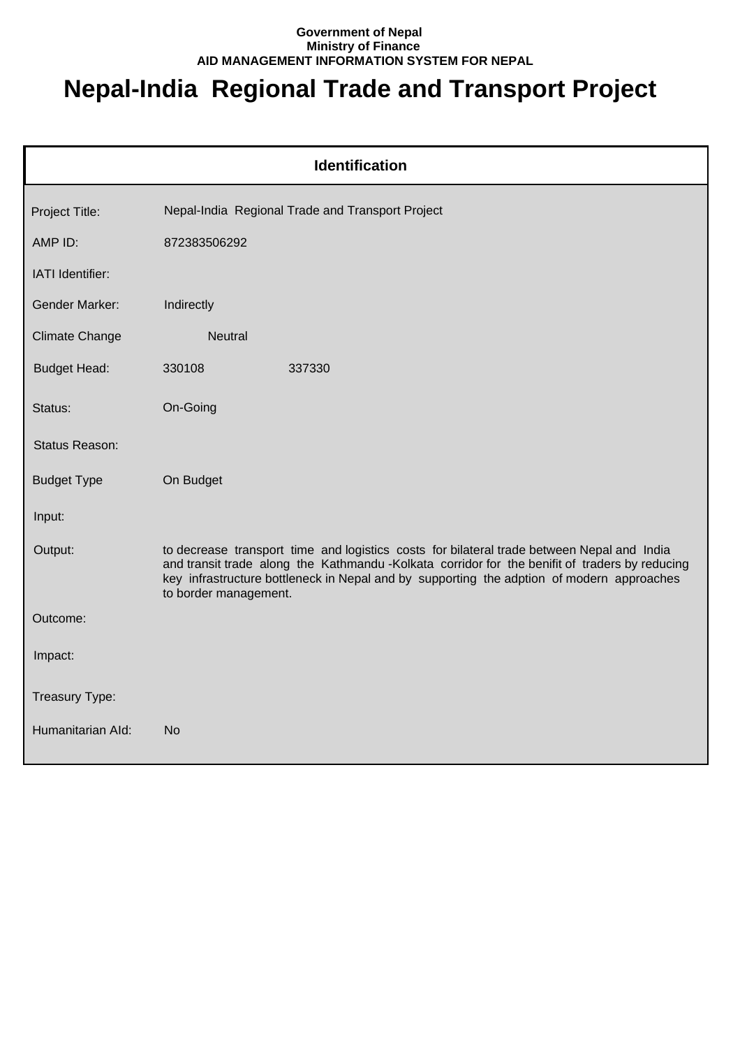**Government of Nepal**
**Ministry of Finance**
**AID MANAGEMENT INFORMATION SYSTEM FOR NEPAL**

# Nepal-India Regional Trade and Transport Project

## Identification

| | | |
|---|---|---|
| Project Title: | Nepal-India Regional Trade and Transport Project | |
| AMP ID: | 872383506292 | |
| IATI Identifier: | | |
| Gender Marker: | Indirectly | |
| Climate Change | Neutral | |
| Budget Head: | 330108 | 337330 |
| Status: | On-Going | |
| Status Reason: | | |
| Budget Type | On Budget | |
| Input: | | |
| Output: | to decrease transport time and logistics costs for bilateral trade between Nepal and India and transit trade along the Kathmandu -Kolkata corridor for the benifit of traders by reducing key infrastructure bottleneck in Nepal and by supporting the adption of modern approaches to border management. | |
| Outcome: | | |
| Impact: | | |
| Treasury Type: | | |
| Humanitarian AId: | No | |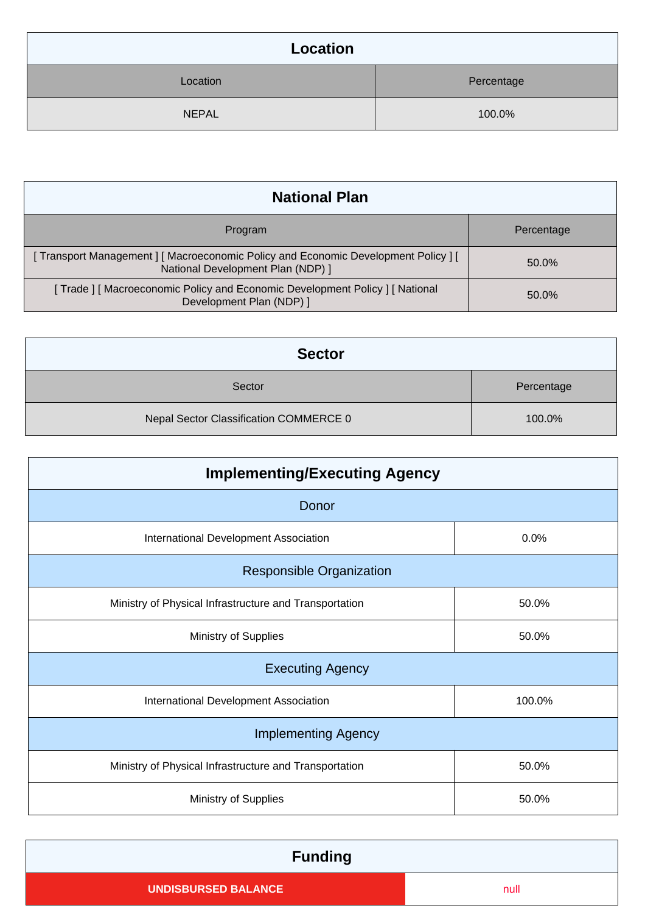## Location

| Location | Percentage |
| --- | --- |
| NEPAL | 100.0% |

## National Plan

| Program | Percentage |
| --- | --- |
| [ Transport Management ] [ Macroeconomic Policy and Economic Development Policy ] [ National Development Plan (NDP) ] | 50.0% |
| [ Trade ] [ Macroeconomic Policy and Economic Development Policy ] [ National Development Plan (NDP) ] | 50.0% |

## Sector

| Sector | Percentage |
| --- | --- |
| Nepal Sector Classification COMMERCE 0 | 100.0% |

## Implementing/Executing Agency

| Donor | |
| --- | --- |
| International Development Association | 0.0% |
| **Responsible Organization** | |
| Ministry of Physical Infrastructure and Transportation | 50.0% |
| Ministry of Supplies | 50.0% |
| **Executing Agency** | |
| International Development Association | 100.0% |
| **Implementing Agency** | |
| Ministry of Physical Infrastructure and Transportation | 50.0% |
| Ministry of Supplies | 50.0% |

## Funding

| UNDISBURSED BALANCE | null |
| --- | --- |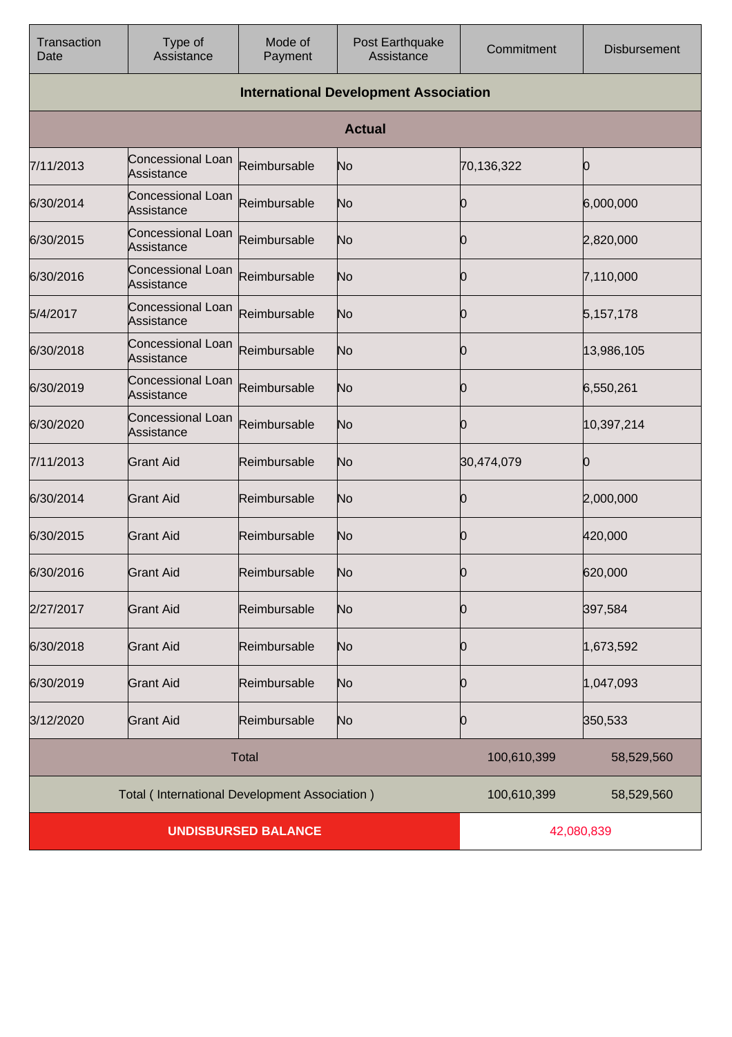| Transaction Date | Type of Assistance | Mode of Payment | Post Earthquake Assistance | Commitment | Disbursement |
|---|---|---|---|---|---|
| **International Development Association** | | | | | |
| **Actual** | | | | | |
| 7/11/2013 | Concessional Loan Assistance | Reimbursable | No | 70,136,322 | 0 |
| 6/30/2014 | Concessional Loan Assistance | Reimbursable | No | 0 | 6,000,000 |
| 6/30/2015 | Concessional Loan Assistance | Reimbursable | No | 0 | 2,820,000 |
| 6/30/2016 | Concessional Loan Assistance | Reimbursable | No | 0 | 7,110,000 |
| 5/4/2017 | Concessional Loan Assistance | Reimbursable | No | 0 | 5,157,178 |
| 6/30/2018 | Concessional Loan Assistance | Reimbursable | No | 0 | 13,986,105 |
| 6/30/2019 | Concessional Loan Assistance | Reimbursable | No | 0 | 6,550,261 |
| 6/30/2020 | Concessional Loan Assistance | Reimbursable | No | 0 | 10,397,214 |
| 7/11/2013 | Grant Aid | Reimbursable | No | 30,474,079 | 0 |
| 6/30/2014 | Grant Aid | Reimbursable | No | 0 | 2,000,000 |
| 6/30/2015 | Grant Aid | Reimbursable | No | 0 | 420,000 |
| 6/30/2016 | Grant Aid | Reimbursable | No | 0 | 620,000 |
| 2/27/2017 | Grant Aid | Reimbursable | No | 0 | 397,584 |
| 6/30/2018 | Grant Aid | Reimbursable | No | 0 | 1,673,592 |
| 6/30/2019 | Grant Aid | Reimbursable | No | 0 | 1,047,093 |
| 3/12/2020 | Grant Aid | Reimbursable | No | 0 | 350,533 |
| Total | | | | 100,610,399 | 58,529,560 |
| Total ( International Development Association ) | | | | 100,610,399 | 58,529,560 |
| **UNDISBURSED BALANCE** | | | | 42,080,839 | |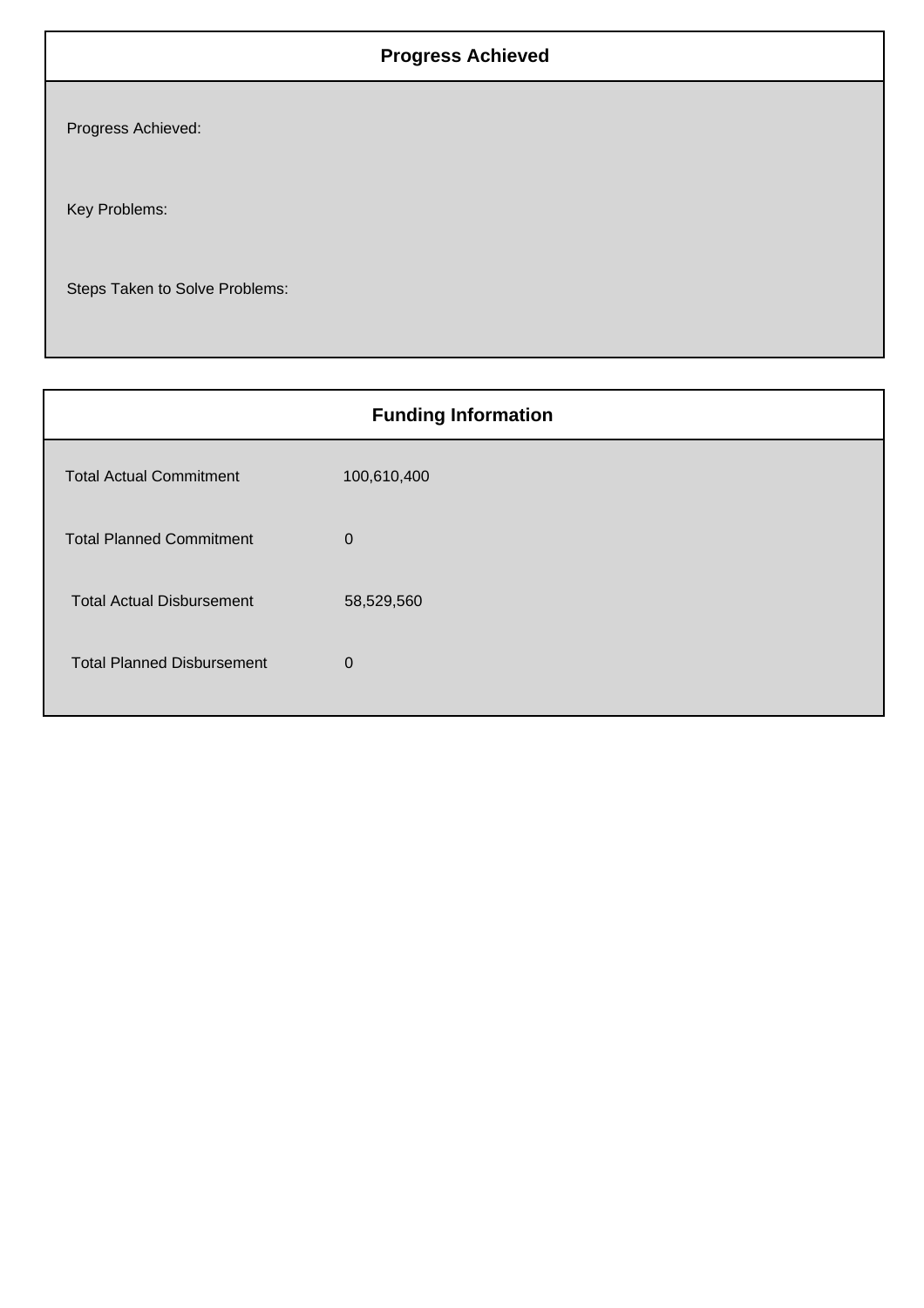## Progress Achieved

Progress Achieved:

Key Problems:

Steps Taken to Solve Problems:

## Funding Information

| | |
|---|---|
| Total Actual Commitment | 100,610,400 |
| Total Planned Commitment | 0 |
| Total Actual Disbursement | 58,529,560 |
| Total Planned Disbursement | 0 |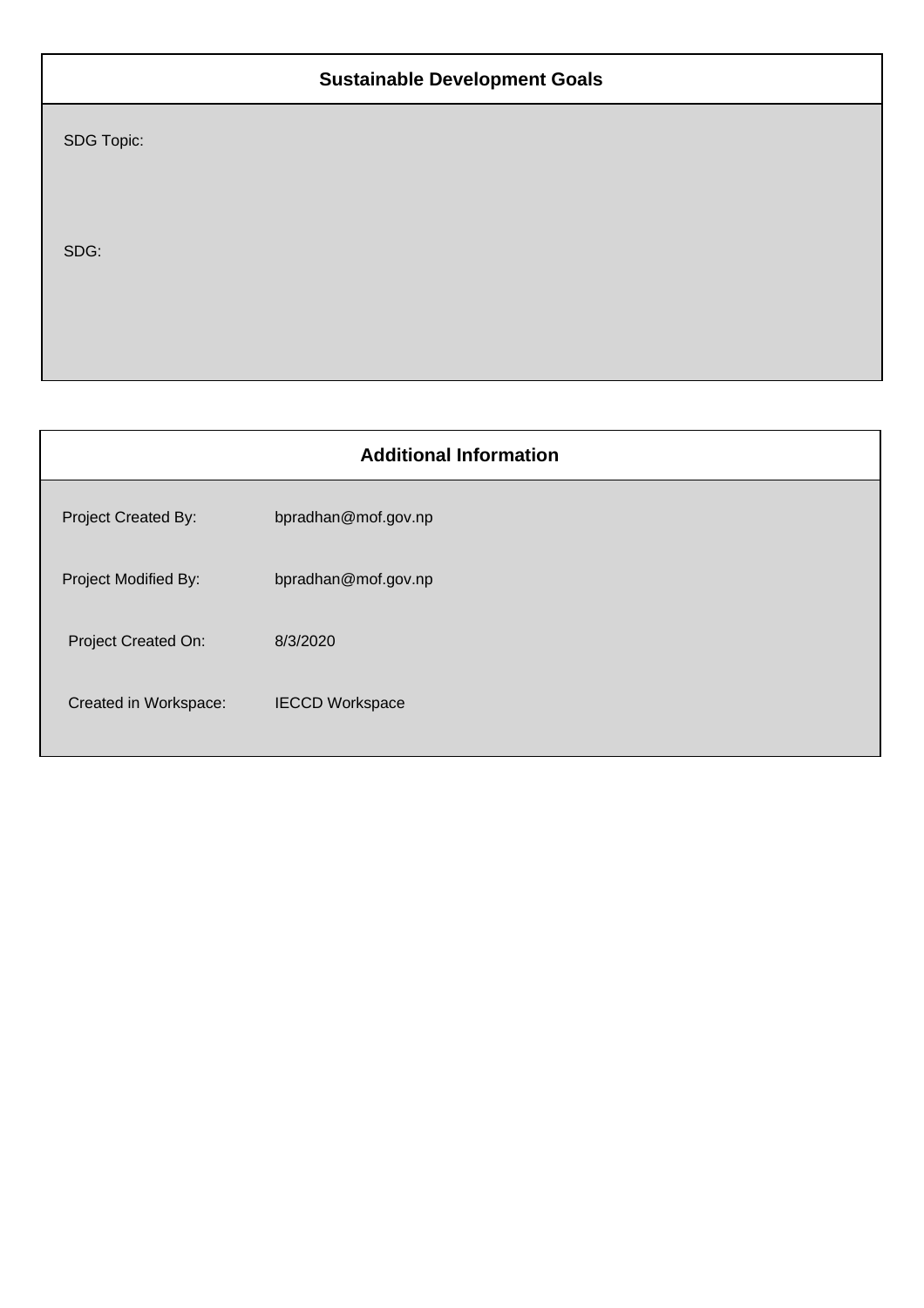## Sustainable Development Goals

SDG Topic:

SDG:

## Additional Information

| | |
|---|---|
| Project Created By: | bpradhan@mof.gov.np |
| Project Modified By: | bpradhan@mof.gov.np |
| Project Created On: | 8/3/2020 |
| Created in Workspace: | IECCD Workspace |